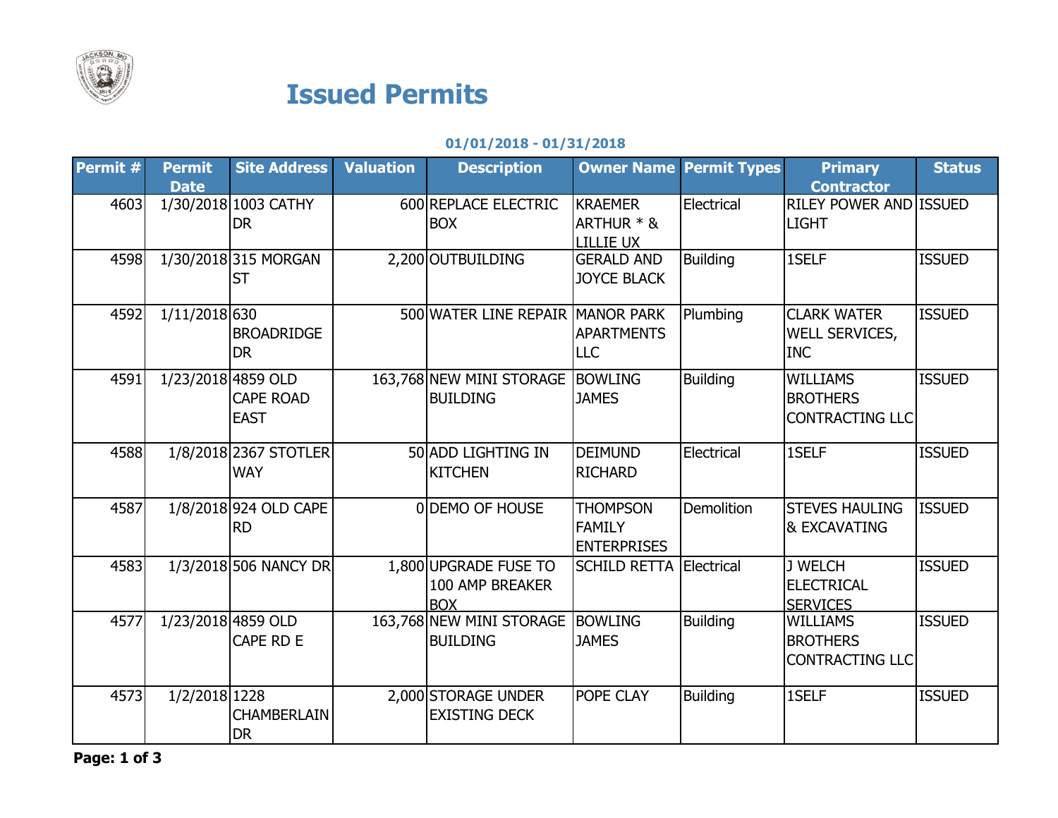# Issued Permits

**01/01/2018 - 01/31/2018**

| Permit # | Permit Date | Site Address | Valuation | Description | Owner Name | Permit Types | Primary Contractor | Status |
|---|---|---|---|---|---|---|---|---|
| 4603 | 1/30/2018 | 1003 CATHY DR | 600 | REPLACE ELECTRIC BOX | KRAEMER ARTHUR * & LILLIE UX | Electrical | RILEY POWER AND LIGHT | ISSUED |
| 4598 | 1/30/2018 | 315 MORGAN ST | 2,200 | OUTBUILDING | GERALD AND JOYCE BLACK | Building | 1SELF | ISSUED |
| 4592 | 1/11/2018 | 630 BROADRIDGE DR | 500 | WATER LINE REPAIR | MANOR PARK APARTMENTS LLC | Plumbing | CLARK WATER WELL SERVICES, INC | ISSUED |
| 4591 | 1/23/2018 | 4859 OLD CAPE ROAD EAST | 163,768 | NEW MINI STORAGE BUILDING | BOWLING JAMES | Building | WILLIAMS BROTHERS CONTRACTING LLC | ISSUED |
| 4588 | 1/8/2018 | 2367 STOTLER WAY | 50 | ADD LIGHTING IN KITCHEN | DEIMUND RICHARD | Electrical | 1SELF | ISSUED |
| 4587 | 1/8/2018 | 924 OLD CAPE RD | 0 | DEMO OF HOUSE | THOMPSON FAMILY ENTERPRISES | Demolition | STEVES HAULING & EXCAVATING | ISSUED |
| 4583 | 1/3/2018 | 506 NANCY DR | 1,800 | UPGRADE FUSE TO 100 AMP BREAKER BOX | SCHILD RETTA | Electrical | J WELCH ELECTRICAL SERVICES | ISSUED |
| 4577 | 1/23/2018 | 4859 OLD CAPE RD E | 163,768 | NEW MINI STORAGE BUILDING | BOWLING JAMES | Building | WILLIAMS BROTHERS CONTRACTING LLC | ISSUED |
| 4573 | 1/2/2018 | 1228 CHAMBERLAIN DR | 2,000 | STORAGE UNDER EXISTING DECK | POPE CLAY | Building | 1SELF | ISSUED |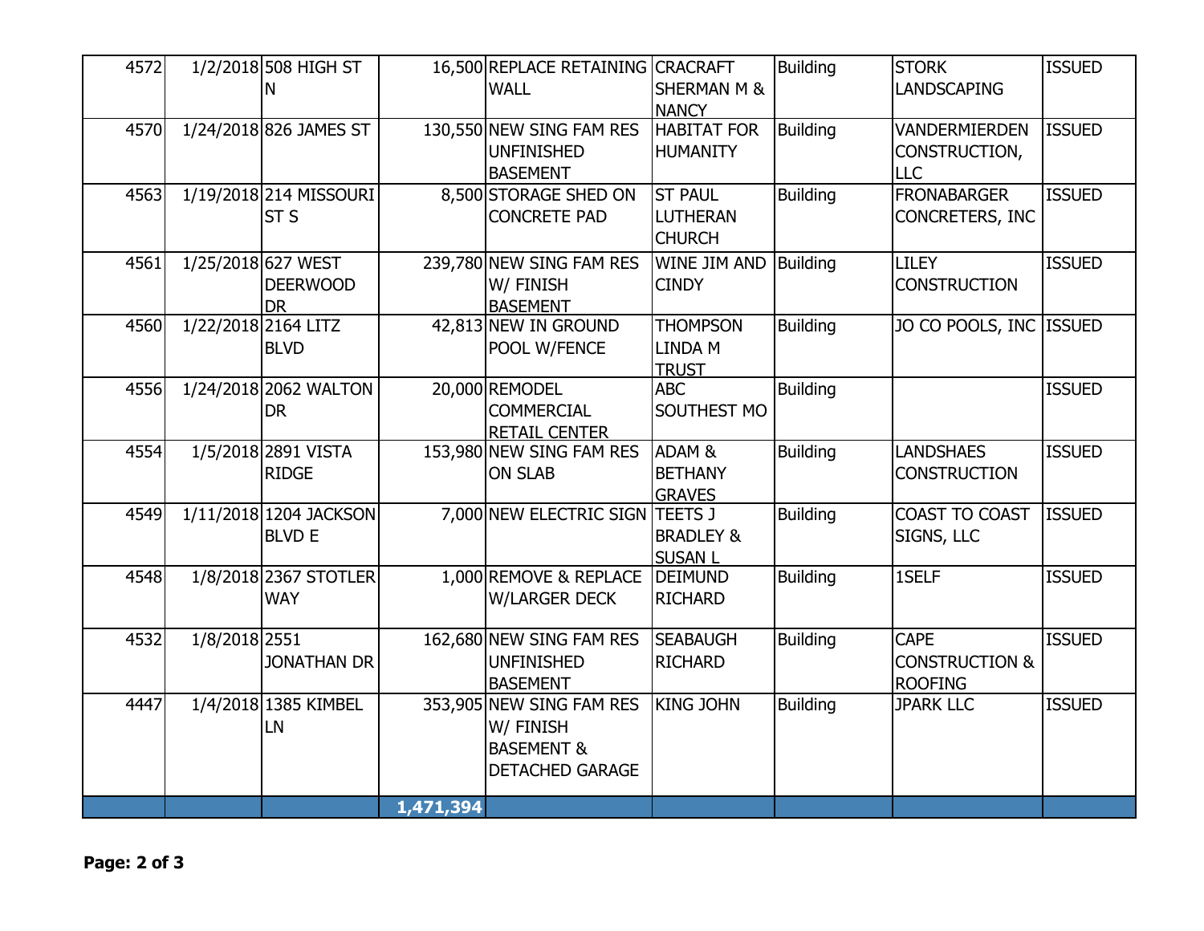| | | | | | | | | |
|---|---|---|---|---|---|---|---|---|
| 4572 | 1/2/2018 | 508 HIGH ST N | 16,500 | REPLACE RETAINING WALL | CRACRAFT SHERMAN M & NANCY | Building | STORK LANDSCAPING | ISSUED |
| 4570 | 1/24/2018 | 826 JAMES ST | 130,550 | NEW SING FAM RES UNFINISHED BASEMENT | HABITAT FOR HUMANITY | Building | VANDERMIERDEN CONSTRUCTION, LLC | ISSUED |
| 4563 | 1/19/2018 | 214 MISSOURI ST S | 8,500 | STORAGE SHED ON CONCRETE PAD | ST PAUL LUTHERAN CHURCH | Building | FRONABARGER CONCRETERS, INC | ISSUED |
| 4561 | 1/25/2018 | 627 WEST DEERWOOD DR | 239,780 | NEW SING FAM RES W/ FINISH BASEMENT | WINE JIM AND CINDY | Building | LILEY CONSTRUCTION | ISSUED |
| 4560 | 1/22/2018 | 2164 LITZ BLVD | 42,813 | NEW IN GROUND POOL W/FENCE | THOMPSON LINDA M TRUST | Building | JO CO POOLS, INC | ISSUED |
| 4556 | 1/24/2018 | 2062 WALTON DR | 20,000 | REMODEL COMMERCIAL RETAIL CENTER | ABC SOUTHEST MO | Building | | ISSUED |
| 4554 | 1/5/2018 | 2891 VISTA RIDGE | 153,980 | NEW SING FAM RES ON SLAB | ADAM & BETHANY GRAVES | Building | LANDSHAES CONSTRUCTION | ISSUED |
| 4549 | 1/11/2018 | 1204 JACKSON BLVD E | 7,000 | NEW ELECTRIC SIGN | TEETS J BRADLEY & SUSAN L | Building | COAST TO COAST SIGNS, LLC | ISSUED |
| 4548 | 1/8/2018 | 2367 STOTLER WAY | 1,000 | REMOVE & REPLACE W/LARGER DECK | DEIMUND RICHARD | Building | 1SELF | ISSUED |
| 4532 | 1/8/2018 | 2551 JONATHAN DR | 162,680 | NEW SING FAM RES UNFINISHED BASEMENT | SEABAUGH RICHARD | Building | CAPE CONSTRUCTION & ROOFING | ISSUED |
| 4447 | 1/4/2018 | 1385 KIMBEL LN | 353,905 | NEW SING FAM RES W/ FINISH BASEMENT & DETACHED GARAGE | KING JOHN | Building | JPARK LLC | ISSUED |
| | | | **1,471,394** | | | | | |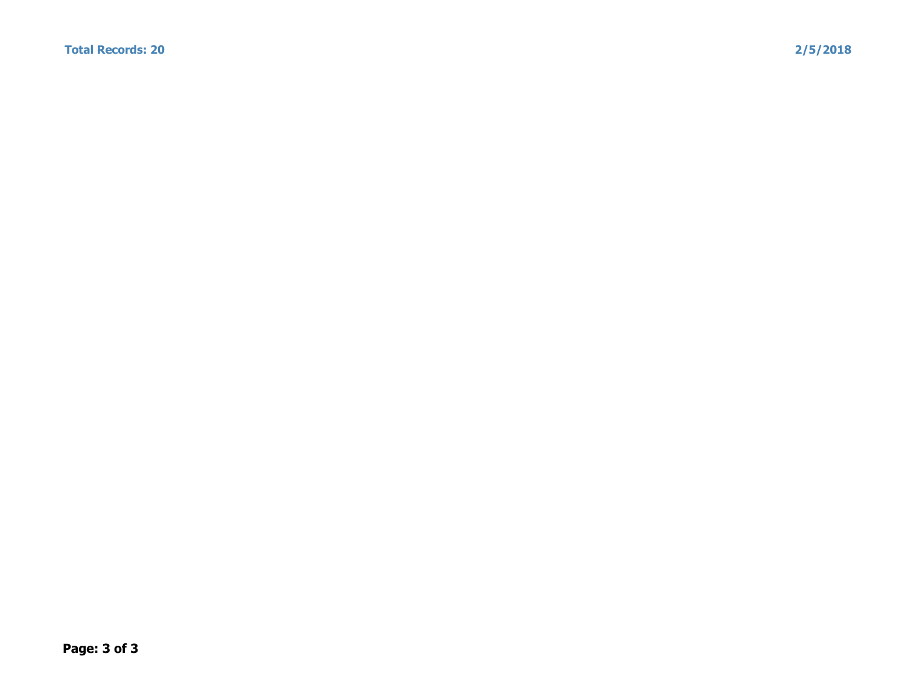**Total Records: 20**

**2/5/2018**